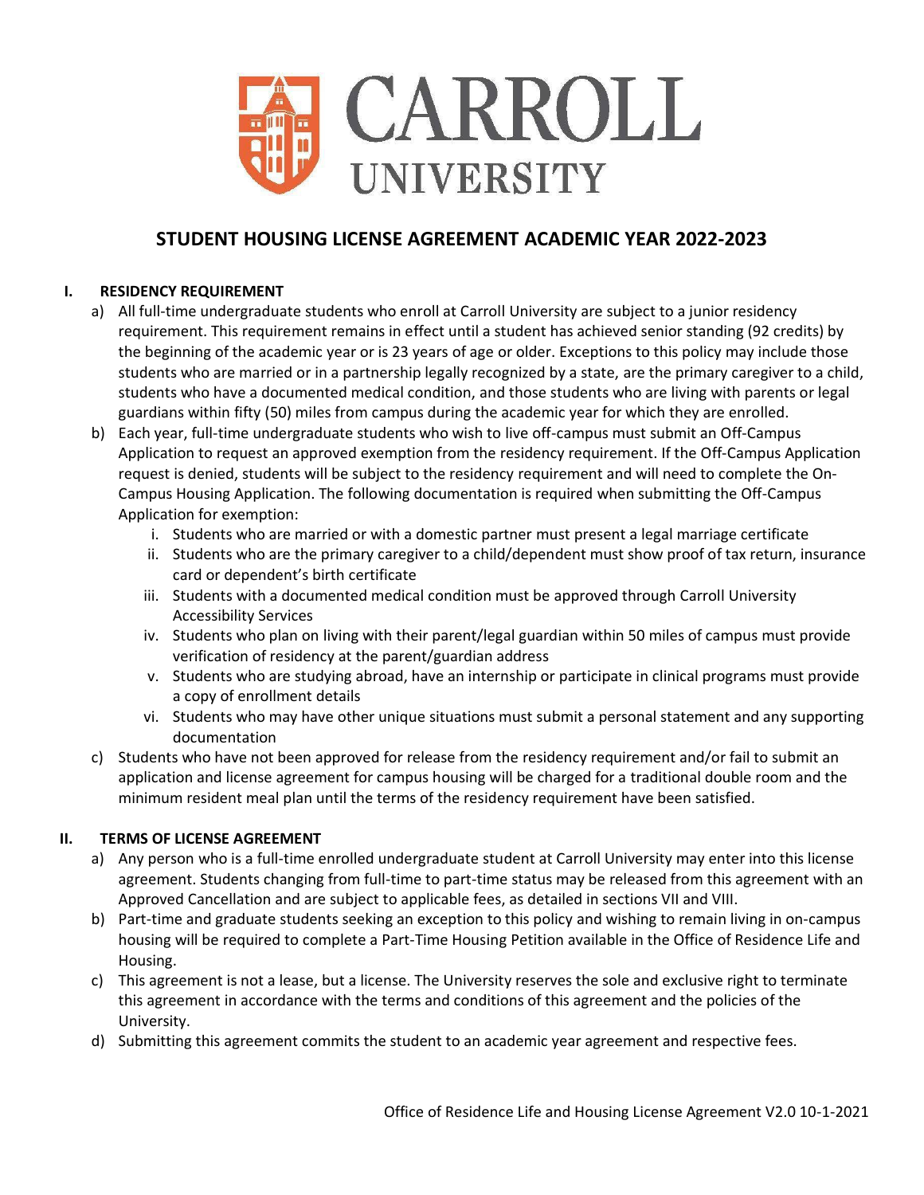# CARROLL UNIVERSITY

## STUDENT HOUSING LICENSE AGREEMENT ACADEMIC YEAR 2022-2023

### I. RESIDENCY REQUIREMENT

a) All full-time undergraduate students who enroll at Carroll University are subject to a junior residency requirement. This requirement remains in effect until a student has achieved senior standing (92 credits) by the beginning of the academic year or is 23 years of age or older. Exceptions to this policy may include those students who are married or in a partnership legally recognized by a state, are the primary caregiver to a child, students who have a documented medical condition, and those students who are living with parents or legal guardians within fifty (50) miles from campus during the academic year for which they are enrolled.

b) Each year, full-time undergraduate students who wish to live off-campus must submit an Off-Campus Application to request an approved exemption from the residency requirement. If the Off-Campus Application request is denied, students will be subject to the residency requirement and will need to complete the On-Campus Housing Application. The following documentation is required when submitting the Off-Campus Application for exemption:

   i. Students who are married or with a domestic partner must present a legal marriage certificate
   ii. Students who are the primary caregiver to a child/dependent must show proof of tax return, insurance card or dependent's birth certificate
   iii. Students with a documented medical condition must be approved through Carroll University Accessibility Services
   iv. Students who plan on living with their parent/legal guardian within 50 miles of campus must provide verification of residency at the parent/guardian address
   v. Students who are studying abroad, have an internship or participate in clinical programs must provide a copy of enrollment details
   vi. Students who may have other unique situations must submit a personal statement and any supporting documentation

c) Students who have not been approved for release from the residency requirement and/or fail to submit an application and license agreement for campus housing will be charged for a traditional double room and the minimum resident meal plan until the terms of the residency requirement have been satisfied.

### II. TERMS OF LICENSE AGREEMENT

a) Any person who is a full-time enrolled undergraduate student at Carroll University may enter into this license agreement. Students changing from full-time to part-time status may be released from this agreement with an Approved Cancellation and are subject to applicable fees, as detailed in sections VII and VIII.

b) Part-time and graduate students seeking an exception to this policy and wishing to remain living in on-campus housing will be required to complete a Part-Time Housing Petition available in the Office of Residence Life and Housing.

c) This agreement is not a lease, but a license. The University reserves the sole and exclusive right to terminate this agreement in accordance with the terms and conditions of this agreement and the policies of the University.

d) Submitting this agreement commits the student to an academic year agreement and respective fees.

Office of Residence Life and Housing License Agreement V2.0 10-1-2021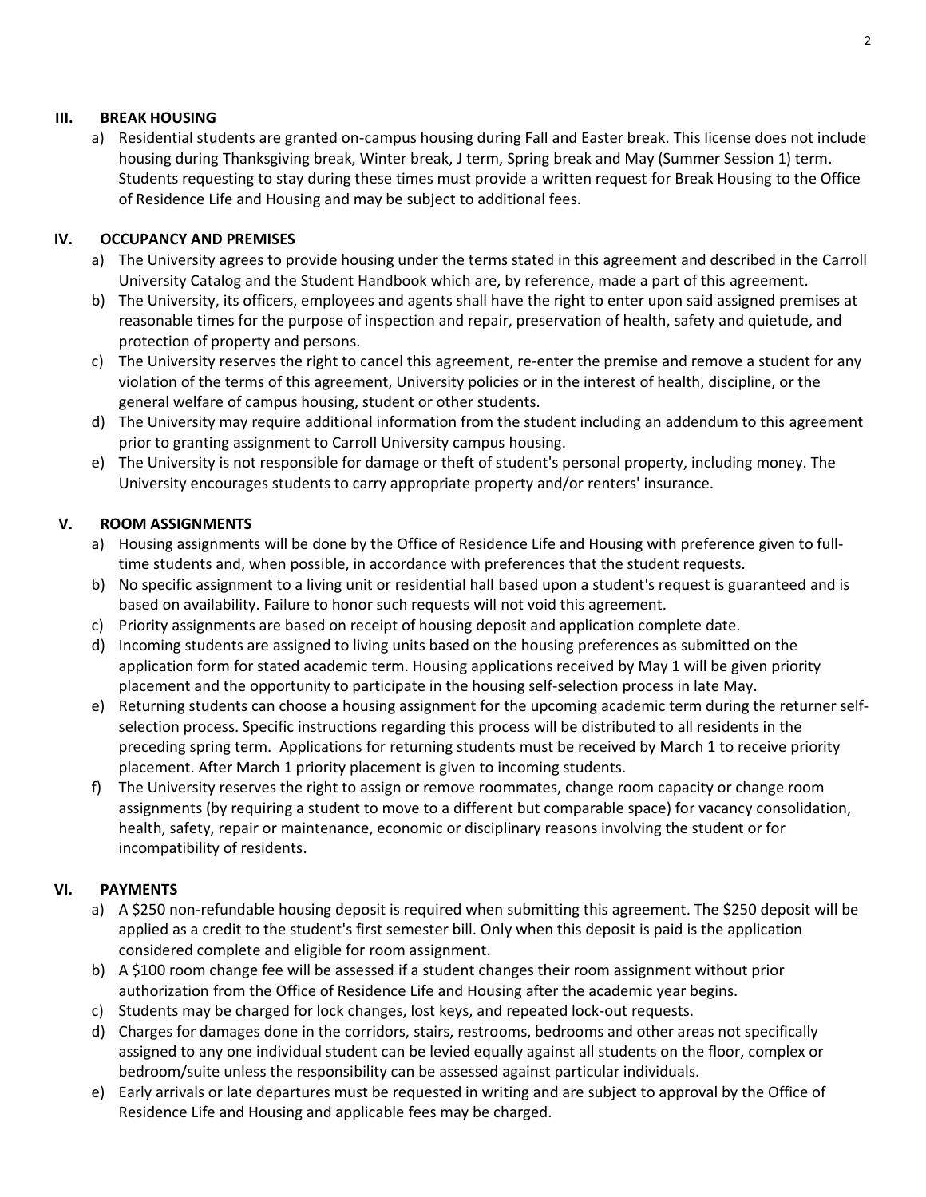## III. BREAK HOUSING

a) Residential students are granted on-campus housing during Fall and Easter break. This license does not include housing during Thanksgiving break, Winter break, J term, Spring break and May (Summer Session 1) term. Students requesting to stay during these times must provide a written request for Break Housing to the Office of Residence Life and Housing and may be subject to additional fees.

## IV. OCCUPANCY AND PREMISES

a) The University agrees to provide housing under the terms stated in this agreement and described in the Carroll University Catalog and the Student Handbook which are, by reference, made a part of this agreement.

b) The University, its officers, employees and agents shall have the right to enter upon said assigned premises at reasonable times for the purpose of inspection and repair, preservation of health, safety and quietude, and protection of property and persons.

c) The University reserves the right to cancel this agreement, re-enter the premise and remove a student for any violation of the terms of this agreement, University policies or in the interest of health, discipline, or the general welfare of campus housing, student or other students.

d) The University may require additional information from the student including an addendum to this agreement prior to granting assignment to Carroll University campus housing.

e) The University is not responsible for damage or theft of student's personal property, including money. The University encourages students to carry appropriate property and/or renters' insurance.

## V. ROOM ASSIGNMENTS

a) Housing assignments will be done by the Office of Residence Life and Housing with preference given to full-time students and, when possible, in accordance with preferences that the student requests.

b) No specific assignment to a living unit or residential hall based upon a student's request is guaranteed and is based on availability. Failure to honor such requests will not void this agreement.

c) Priority assignments are based on receipt of housing deposit and application complete date.

d) Incoming students are assigned to living units based on the housing preferences as submitted on the application form for stated academic term. Housing applications received by May 1 will be given priority placement and the opportunity to participate in the housing self-selection process in late May.

e) Returning students can choose a housing assignment for the upcoming academic term during the returner self-selection process. Specific instructions regarding this process will be distributed to all residents in the preceding spring term. Applications for returning students must be received by March 1 to receive priority placement. After March 1 priority placement is given to incoming students.

f) The University reserves the right to assign or remove roommates, change room capacity or change room assignments (by requiring a student to move to a different but comparable space) for vacancy consolidation, health, safety, repair or maintenance, economic or disciplinary reasons involving the student or for incompatibility of residents.

## VI. PAYMENTS

a) A $250 non-refundable housing deposit is required when submitting this agreement. The $250 deposit will be applied as a credit to the student's first semester bill. Only when this deposit is paid is the application considered complete and eligible for room assignment.

b) A $100 room change fee will be assessed if a student changes their room assignment without prior authorization from the Office of Residence Life and Housing after the academic year begins.

c) Students may be charged for lock changes, lost keys, and repeated lock-out requests.

d) Charges for damages done in the corridors, stairs, restrooms, bedrooms and other areas not specifically assigned to any one individual student can be levied equally against all students on the floor, complex or bedroom/suite unless the responsibility can be assessed against particular individuals.

e) Early arrivals or late departures must be requested in writing and are subject to approval by the Office of Residence Life and Housing and applicable fees may be charged.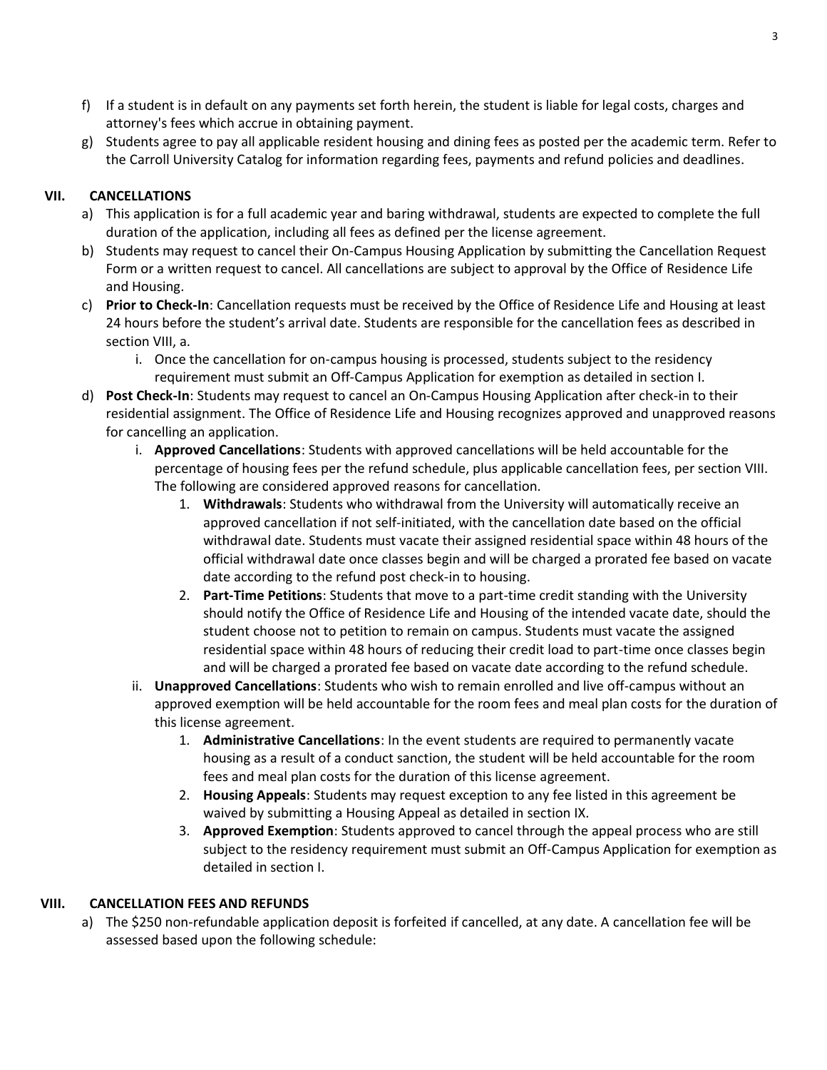f) If a student is in default on any payments set forth herein, the student is liable for legal costs, charges and attorney's fees which accrue in obtaining payment.
g) Students agree to pay all applicable resident housing and dining fees as posted per the academic term. Refer to the Carroll University Catalog for information regarding fees, payments and refund policies and deadlines.

## VII. CANCELLATIONS

a) This application is for a full academic year and baring withdrawal, students are expected to complete the full duration of the application, including all fees as defined per the license agreement.
b) Students may request to cancel their On-Campus Housing Application by submitting the Cancellation Request Form or a written request to cancel. All cancellations are subject to approval by the Office of Residence Life and Housing.
c) **Prior to Check-In**: Cancellation requests must be received by the Office of Residence Life and Housing at least 24 hours before the student's arrival date. Students are responsible for the cancellation fees as described in section VIII, a.
   i. Once the cancellation for on-campus housing is processed, students subject to the residency requirement must submit an Off-Campus Application for exemption as detailed in section I.
d) **Post Check-In**: Students may request to cancel an On-Campus Housing Application after check-in to their residential assignment. The Office of Residence Life and Housing recognizes approved and unapproved reasons for cancelling an application.
   i. **Approved Cancellations**: Students with approved cancellations will be held accountable for the percentage of housing fees per the refund schedule, plus applicable cancellation fees, per section VIII. The following are considered approved reasons for cancellation.
      1. **Withdrawals**: Students who withdrawal from the University will automatically receive an approved cancellation if not self-initiated, with the cancellation date based on the official withdrawal date. Students must vacate their assigned residential space within 48 hours of the official withdrawal date once classes begin and will be charged a prorated fee based on vacate date according to the refund post check-in to housing.
      2. **Part-Time Petitions**: Students that move to a part-time credit standing with the University should notify the Office of Residence Life and Housing of the intended vacate date, should the student choose not to petition to remain on campus. Students must vacate the assigned residential space within 48 hours of reducing their credit load to part-time once classes begin and will be charged a prorated fee based on vacate date according to the refund schedule.
   ii. **Unapproved Cancellations**: Students who wish to remain enrolled and live off-campus without an approved exemption will be held accountable for the room fees and meal plan costs for the duration of this license agreement.
      1. **Administrative Cancellations**: In the event students are required to permanently vacate housing as a result of a conduct sanction, the student will be held accountable for the room fees and meal plan costs for the duration of this license agreement.
      2. **Housing Appeals**: Students may request exception to any fee listed in this agreement be waived by submitting a Housing Appeal as detailed in section IX.
      3. **Approved Exemption**: Students approved to cancel through the appeal process who are still subject to the residency requirement must submit an Off-Campus Application for exemption as detailed in section I.

## VIII. CANCELLATION FEES AND REFUNDS

a) The $250 non-refundable application deposit is forfeited if cancelled, at any date. A cancellation fee will be assessed based upon the following schedule: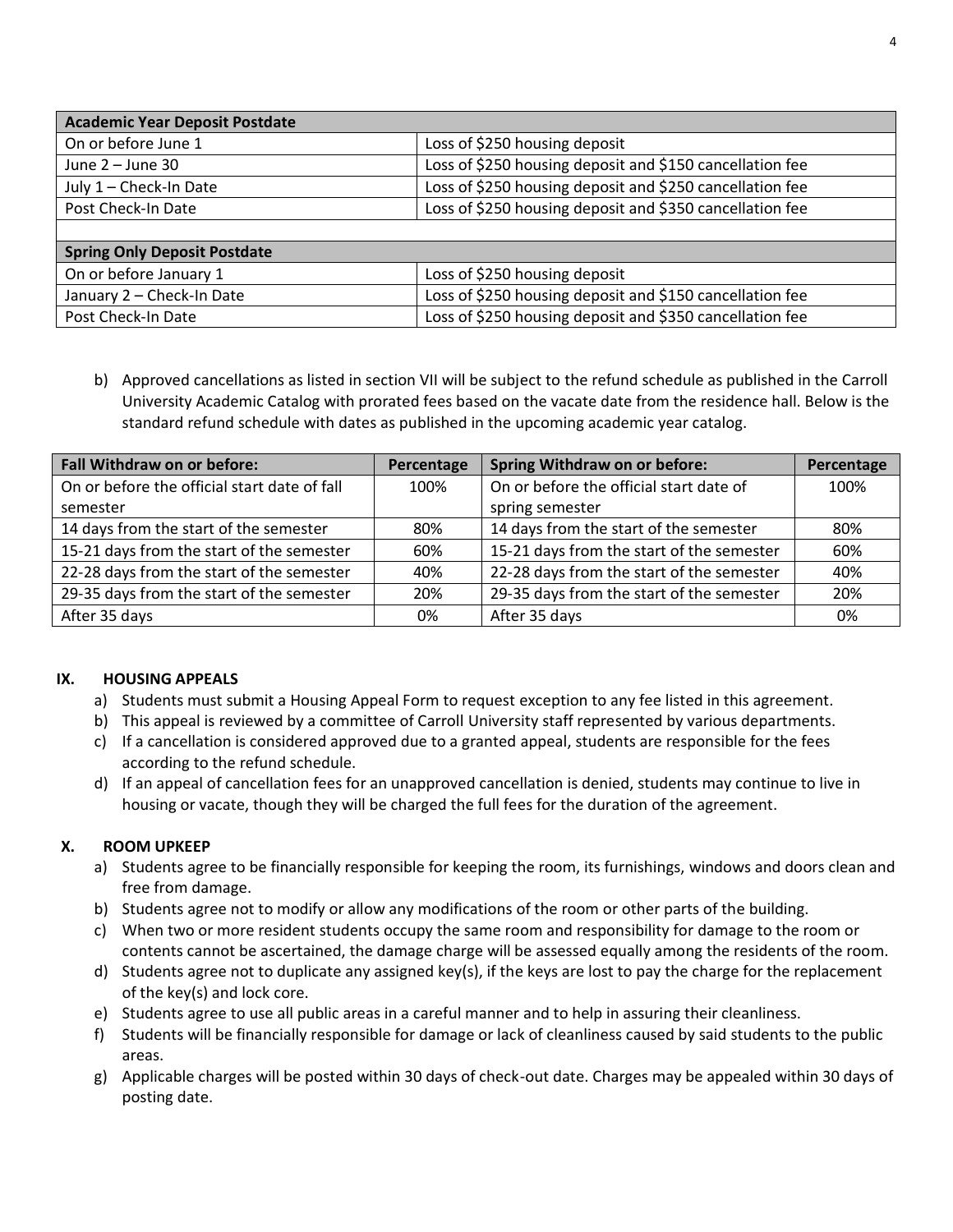| Academic Year Deposit Postdate | |
|---|---|
| On or before June 1 | Loss of $250 housing deposit |
| June 2 – June 30 | Loss of $250 housing deposit and $150 cancellation fee |
| July 1 – Check-In Date | Loss of $250 housing deposit and $250 cancellation fee |
| Post Check-In Date | Loss of $250 housing deposit and $350 cancellation fee |
| | |
| **Spring Only Deposit Postdate** | |
| On or before January 1 | Loss of $250 housing deposit |
| January 2 – Check-In Date | Loss of $250 housing deposit and $150 cancellation fee |
| Post Check-In Date | Loss of $250 housing deposit and $350 cancellation fee |

b) Approved cancellations as listed in section VII will be subject to the refund schedule as published in the Carroll University Academic Catalog with prorated fees based on the vacate date from the residence hall. Below is the standard refund schedule with dates as published in the upcoming academic year catalog.

| Fall Withdraw on or before: | Percentage | Spring Withdraw on or before: | Percentage |
|---|---|---|---|
| On or before the official start date of fall semester | 100% | On or before the official start date of spring semester | 100% |
| 14 days from the start of the semester | 80% | 14 days from the start of the semester | 80% |
| 15-21 days from the start of the semester | 60% | 15-21 days from the start of the semester | 60% |
| 22-28 days from the start of the semester | 40% | 22-28 days from the start of the semester | 40% |
| 29-35 days from the start of the semester | 20% | 29-35 days from the start of the semester | 20% |
| After 35 days | 0% | After 35 days | 0% |

## IX. HOUSING APPEALS

a) Students must submit a Housing Appeal Form to request exception to any fee listed in this agreement.
b) This appeal is reviewed by a committee of Carroll University staff represented by various departments.
c) If a cancellation is considered approved due to a granted appeal, students are responsible for the fees according to the refund schedule.
d) If an appeal of cancellation fees for an unapproved cancellation is denied, students may continue to live in housing or vacate, though they will be charged the full fees for the duration of the agreement.

## X. ROOM UPKEEP

a) Students agree to be financially responsible for keeping the room, its furnishings, windows and doors clean and free from damage.
b) Students agree not to modify or allow any modifications of the room or other parts of the building.
c) When two or more resident students occupy the same room and responsibility for damage to the room or contents cannot be ascertained, the damage charge will be assessed equally among the residents of the room.
d) Students agree not to duplicate any assigned key(s), if the keys are lost to pay the charge for the replacement of the key(s) and lock core.
e) Students agree to use all public areas in a careful manner and to help in assuring their cleanliness.
f) Students will be financially responsible for damage or lack of cleanliness caused by said students to the public areas.
g) Applicable charges will be posted within 30 days of check-out date. Charges may be appealed within 30 days of posting date.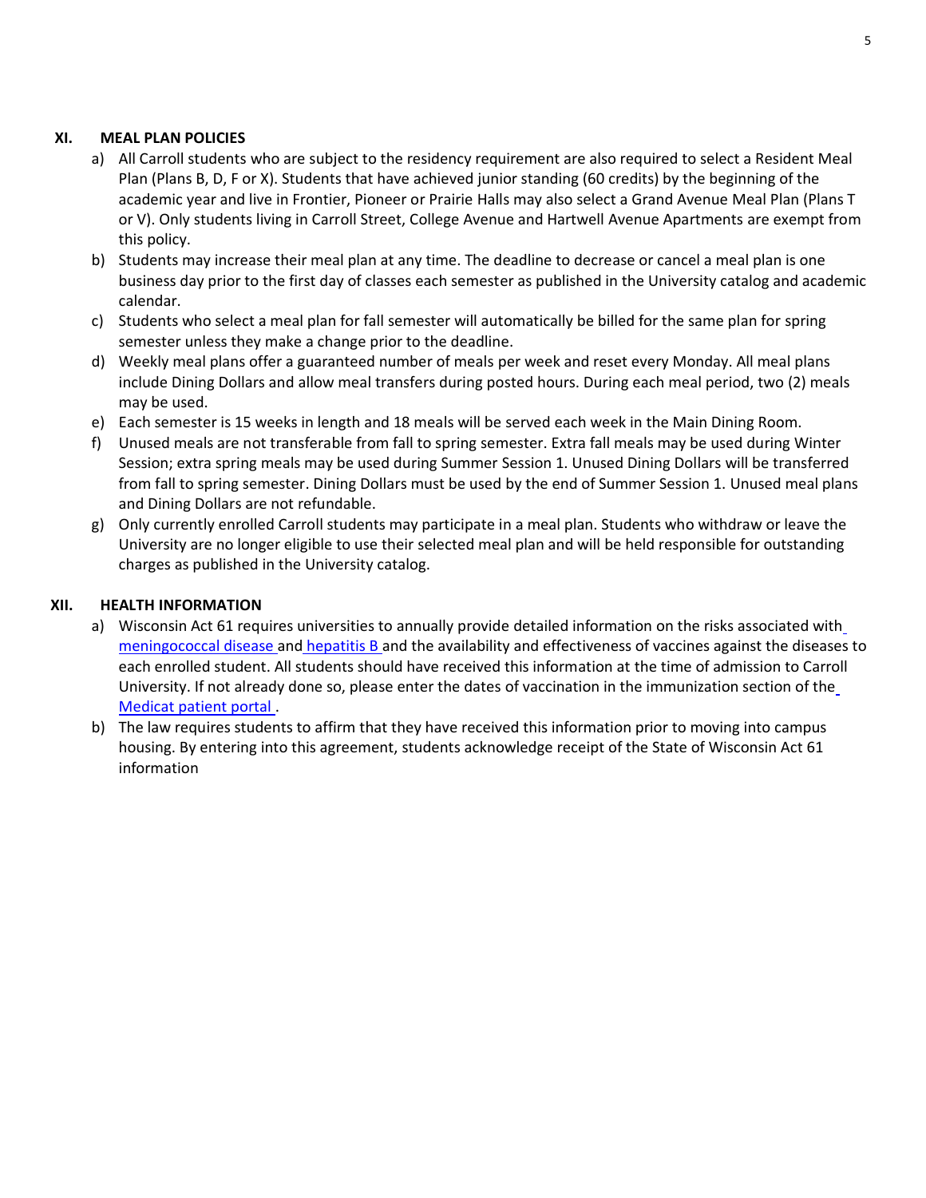## XI. MEAL PLAN POLICIES

a) All Carroll students who are subject to the residency requirement are also required to select a Resident Meal Plan (Plans B, D, F or X). Students that have achieved junior standing (60 credits) by the beginning of the academic year and live in Frontier, Pioneer or Prairie Halls may also select a Grand Avenue Meal Plan (Plans T or V). Only students living in Carroll Street, College Avenue and Hartwell Avenue Apartments are exempt from this policy.

b) Students may increase their meal plan at any time. The deadline to decrease or cancel a meal plan is one business day prior to the first day of classes each semester as published in the University catalog and academic calendar.

c) Students who select a meal plan for fall semester will automatically be billed for the same plan for spring semester unless they make a change prior to the deadline.

d) Weekly meal plans offer a guaranteed number of meals per week and reset every Monday. All meal plans include Dining Dollars and allow meal transfers during posted hours. During each meal period, two (2) meals may be used.

e) Each semester is 15 weeks in length and 18 meals will be served each week in the Main Dining Room.

f) Unused meals are not transferable from fall to spring semester. Extra fall meals may be used during Winter Session; extra spring meals may be used during Summer Session 1. Unused Dining Dollars will be transferred from fall to spring semester. Dining Dollars must be used by the end of Summer Session 1. Unused meal plans and Dining Dollars are not refundable.

g) Only currently enrolled Carroll students may participate in a meal plan. Students who withdraw or leave the University are no longer eligible to use their selected meal plan and will be held responsible for outstanding charges as published in the University catalog.

## XII. HEALTH INFORMATION

a) Wisconsin Act 61 requires universities to annually provide detailed information on the risks associated with meningococcal disease and hepatitis B and the availability and effectiveness of vaccines against the diseases to each enrolled student. All students should have received this information at the time of admission to Carroll University. If not already done so, please enter the dates of vaccination in the immunization section of the Medicat patient portal .

b) The law requires students to affirm that they have received this information prior to moving into campus housing. By entering into this agreement, students acknowledge receipt of the State of Wisconsin Act 61 information